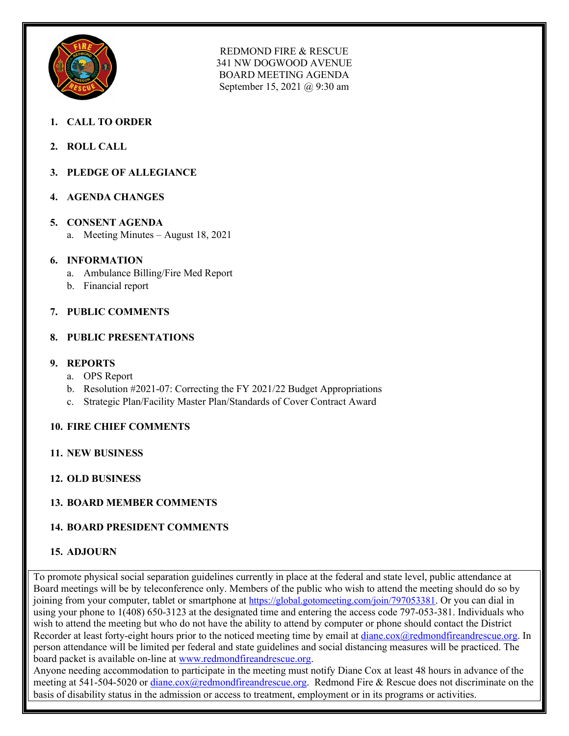REDMOND FIRE & RESCUE
341 NW DOGWOOD AVENUE
BOARD MEETING AGENDA
September 15, 2021 @ 9:30 am

1. **CALL TO ORDER**

2. **ROLL CALL**

3. **PLEDGE OF ALLEGIANCE**

4. **AGENDA CHANGES**

5. **CONSENT AGENDA**
   a. Meeting Minutes – August 18, 2021

6. **INFORMATION**
   a. Ambulance Billing/Fire Med Report
   b. Financial report

7. **PUBLIC COMMENTS**

8. **PUBLIC PRESENTATIONS**

9. **REPORTS**
   a. OPS Report
   b. Resolution #2021-07: Correcting the FY 2021/22 Budget Appropriations
   c. Strategic Plan/Facility Master Plan/Standards of Cover Contract Award

10. **FIRE CHIEF COMMENTS**

11. **NEW BUSINESS**

12. **OLD BUSINESS**

13. **BOARD MEMBER COMMENTS**

14. **BOARD PRESIDENT COMMENTS**

15. **ADJOURN**

To promote physical social separation guidelines currently in place at the federal and state level, public attendance at Board meetings will be by teleconference only. Members of the public who wish to attend the meeting should do so by joining from your computer, tablet or smartphone at https://global.gotomeeting.com/join/797053381. Or you can dial in using your phone to 1(408) 650-3123 at the designated time and entering the access code 797-053-381. Individuals who wish to attend the meeting but who do not have the ability to attend by computer or phone should contact the District Recorder at least forty-eight hours prior to the noticed meeting time by email at diane.cox@redmondfireandrescue.org. In person attendance will be limited per federal and state guidelines and social distancing measures will be practiced. The board packet is available on-line at www.redmondfireandrescue.org.
Anyone needing accommodation to participate in the meeting must notify Diane Cox at least 48 hours in advance of the meeting at 541-504-5020 or diane.cox@redmondfireandrescue.org. Redmond Fire & Rescue does not discriminate on the basis of disability status in the admission or access to treatment, employment or in its programs or activities.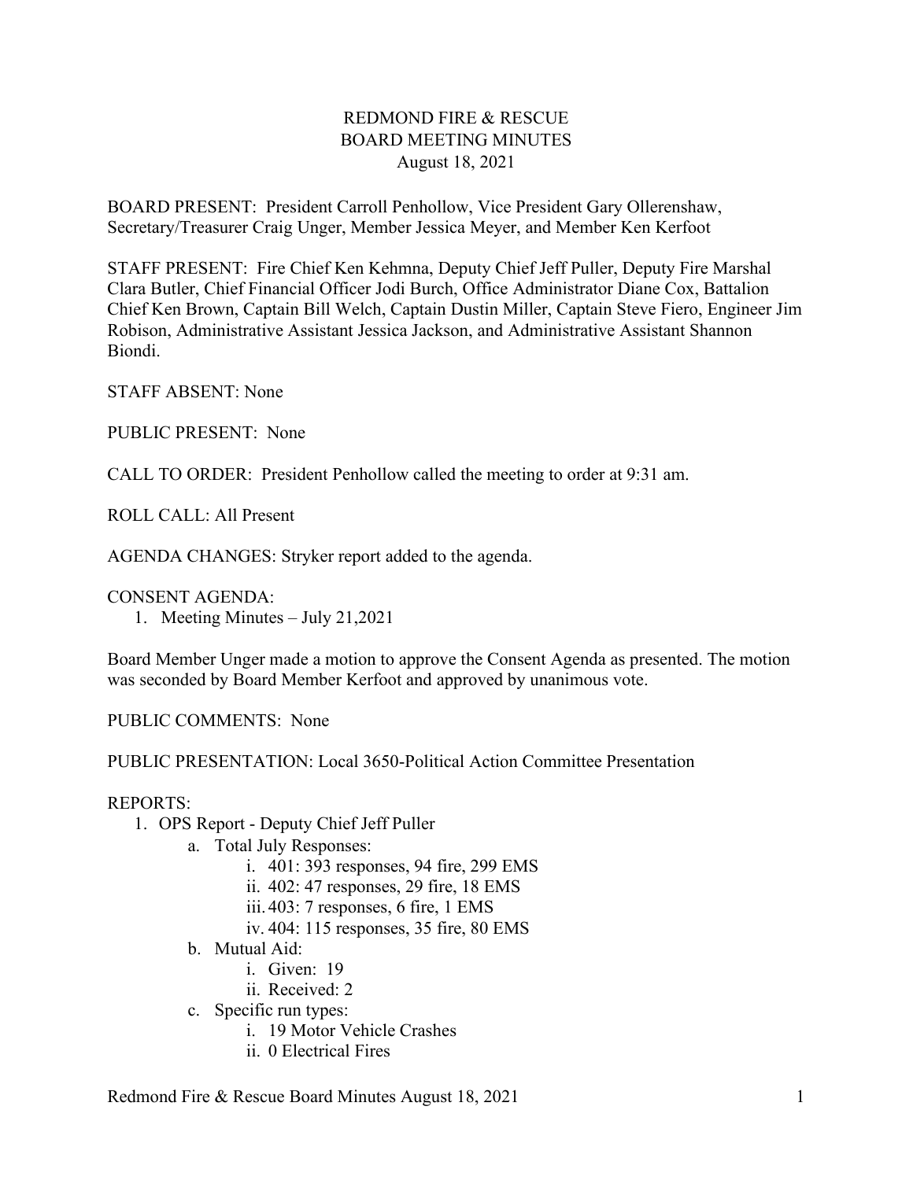REDMOND FIRE & RESCUE
BOARD MEETING MINUTES
August 18, 2021

BOARD PRESENT: President Carroll Penhollow, Vice President Gary Ollerenshaw, Secretary/Treasurer Craig Unger, Member Jessica Meyer, and Member Ken Kerfoot

STAFF PRESENT: Fire Chief Ken Kehmna, Deputy Chief Jeff Puller, Deputy Fire Marshal Clara Butler, Chief Financial Officer Jodi Burch, Office Administrator Diane Cox, Battalion Chief Ken Brown, Captain Bill Welch, Captain Dustin Miller, Captain Steve Fiero, Engineer Jim Robison, Administrative Assistant Jessica Jackson, and Administrative Assistant Shannon Biondi.

STAFF ABSENT: None

PUBLIC PRESENT: None

CALL TO ORDER: President Penhollow called the meeting to order at 9:31 am.

ROLL CALL: All Present

AGENDA CHANGES: Stryker report added to the agenda.

CONSENT AGENDA:

1. Meeting Minutes – July 21,2021

Board Member Unger made a motion to approve the Consent Agenda as presented. The motion was seconded by Board Member Kerfoot and approved by unanimous vote.

PUBLIC COMMENTS: None

PUBLIC PRESENTATION: Local 3650-Political Action Committee Presentation

REPORTS:

1. OPS Report - Deputy Chief Jeff Puller
    a. Total July Responses:
        i. 401: 393 responses, 94 fire, 299 EMS
        ii. 402: 47 responses, 29 fire, 18 EMS
        iii. 403: 7 responses, 6 fire, 1 EMS
        iv. 404: 115 responses, 35 fire, 80 EMS
    b. Mutual Aid:
        i. Given: 19
        ii. Received: 2
    c. Specific run types:
        i. 19 Motor Vehicle Crashes
        ii. 0 Electrical Fires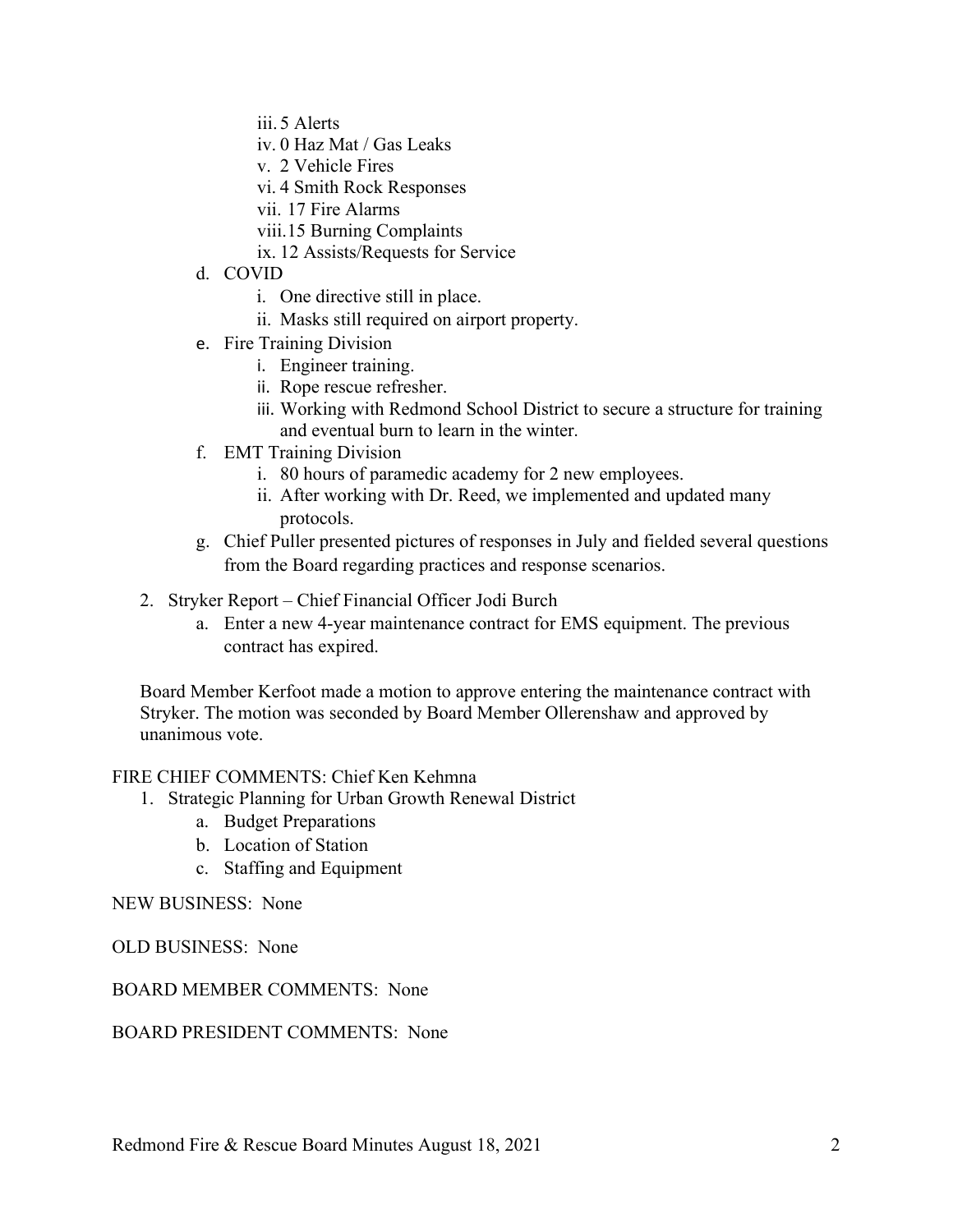iii. 5 Alerts
iv. 0 Haz Mat / Gas Leaks
v. 2 Vehicle Fires
vi. 4 Smith Rock Responses
vii. 17 Fire Alarms
viii. 15 Burning Complaints
ix. 12 Assists/Requests for Service

d. COVID
   i. One directive still in place.
   ii. Masks still required on airport property.

e. Fire Training Division
   i. Engineer training.
   ii. Rope rescue refresher.
   iii. Working with Redmond School District to secure a structure for training and eventual burn to learn in the winter.

f. EMT Training Division
   i. 80 hours of paramedic academy for 2 new employees.
   ii. After working with Dr. Reed, we implemented and updated many protocols.

g. Chief Puller presented pictures of responses in July and fielded several questions from the Board regarding practices and response scenarios.

2. Stryker Report – Chief Financial Officer Jodi Burch
   a. Enter a new 4-year maintenance contract for EMS equipment. The previous contract has expired.

Board Member Kerfoot made a motion to approve entering the maintenance contract with Stryker. The motion was seconded by Board Member Ollerenshaw and approved by unanimous vote.

FIRE CHIEF COMMENTS: Chief Ken Kehmna

1. Strategic Planning for Urban Growth Renewal District
   a. Budget Preparations
   b. Location of Station
   c. Staffing and Equipment

NEW BUSINESS: None

OLD BUSINESS: None

BOARD MEMBER COMMENTS: None

BOARD PRESIDENT COMMENTS: None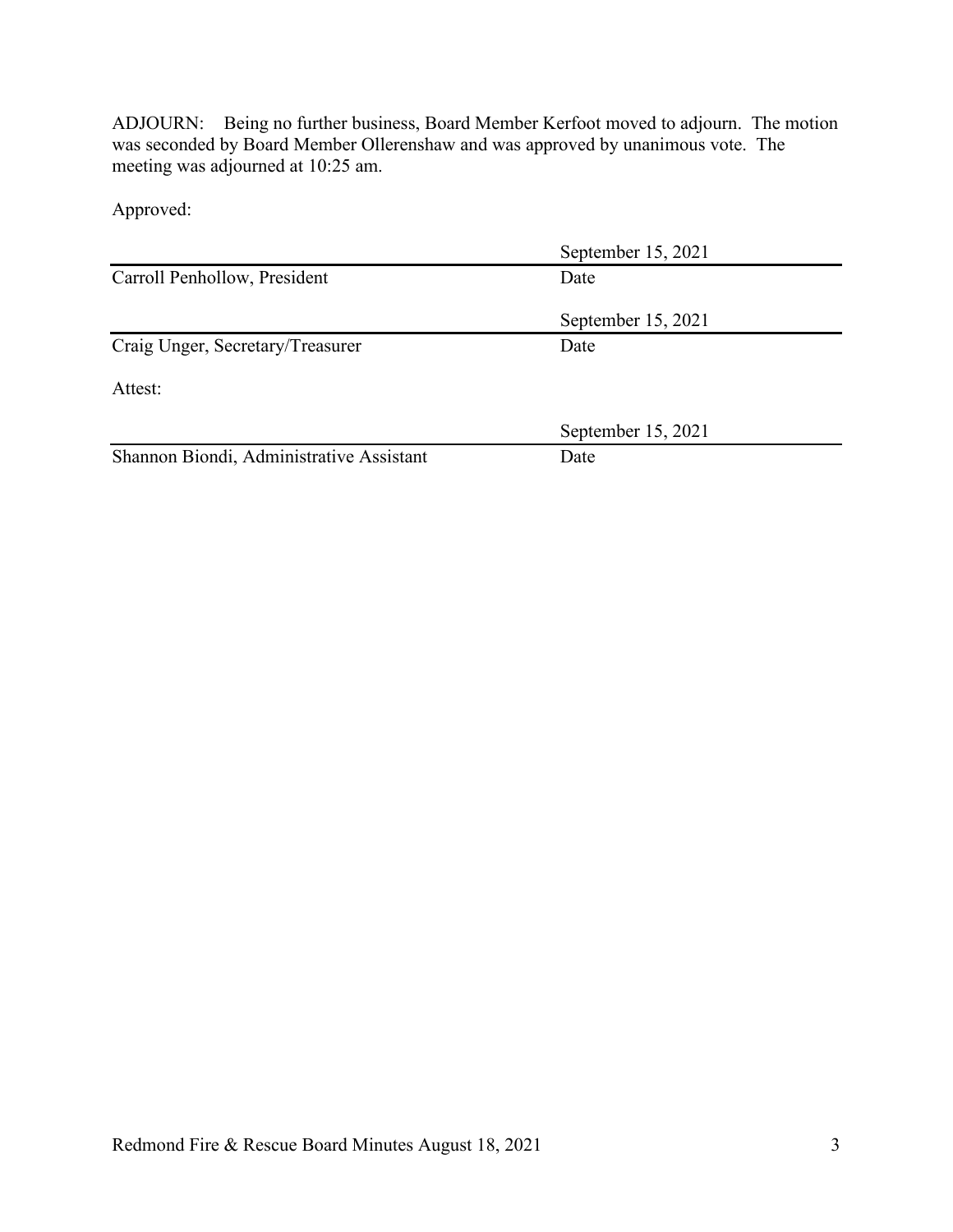ADJOURN: Being no further business, Board Member Kerfoot moved to adjourn. The motion was seconded by Board Member Ollerenshaw and was approved by unanimous vote. The meeting was adjourned at 10:25 am.

Approved:

| | |
|---|---|
| | September 15, 2021 |
| Carroll Penhollow, President | Date |
| | September 15, 2021 |
| Craig Unger, Secretary/Treasurer | Date |

Attest:

| | |
|---|---|
| | September 15, 2021 |
| Shannon Biondi, Administrative Assistant | Date |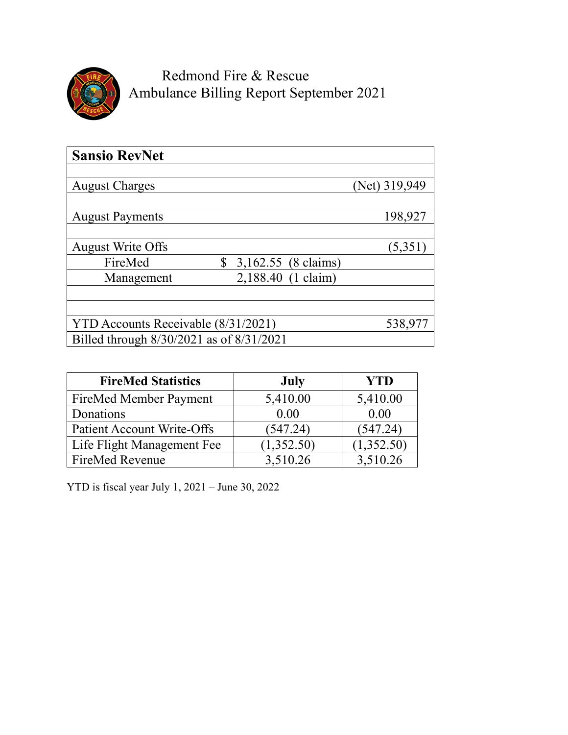# Redmond Fire & Rescue
## Ambulance Billing Report September 2021

| Sansio RevNet | | |
|---|---|---|
| | | |
| August Charges | | (Net) 319,949 |
| | | |
| August Payments | | 198,927 |
| | | |
| August Write Offs | | (5,351) |
| FireMed | $ 3,162.55 (8 claims) | |
| Management | 2,188.40 (1 claim) | |
| | | |
| | | |
| YTD Accounts Receivable (8/31/2021) | | 538,977 |
| Billed through 8/30/2021 as of 8/31/2021 | | |

| FireMed Statistics | July | YTD |
|---|---|---|
| FireMed Member Payment | 5,410.00 | 5,410.00 |
| Donations | 0.00 | 0.00 |
| Patient Account Write-Offs | (547.24) | (547.24) |
| Life Flight Management Fee | (1,352.50) | (1,352.50) |
| FireMed Revenue | 3,510.26 | 3,510.26 |

YTD is fiscal year July 1, 2021 – June 30, 2022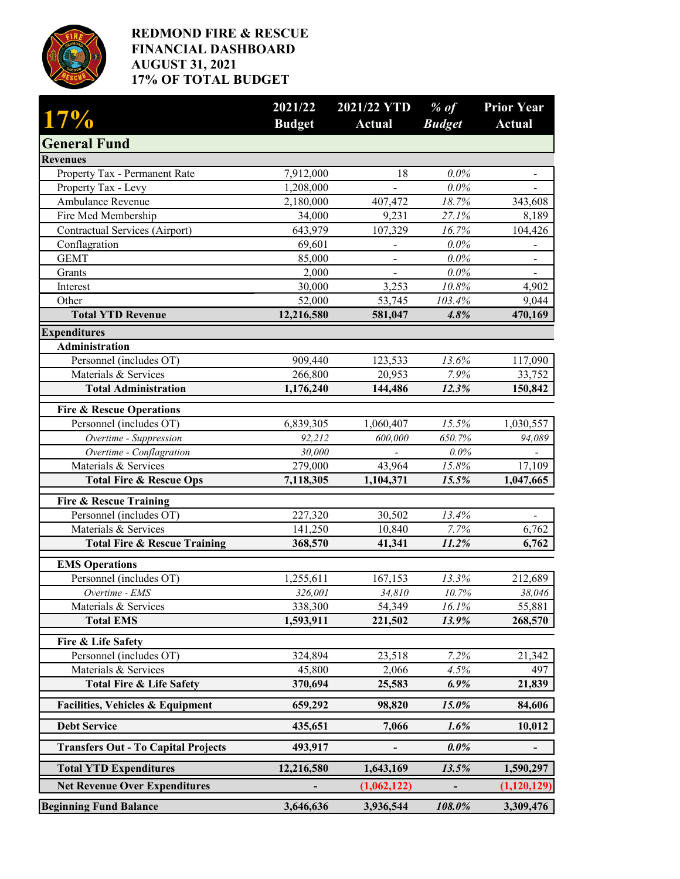# REDMOND FIRE & RESCUE
# FINANCIAL DASHBOARD
# AUGUST 31, 2021
# 17% OF TOTAL BUDGET

| 17% | 2021/22 Budget | 2021/22 YTD Actual | *% of Budget* | Prior Year Actual |
|---|---|---|---|---|
| **General Fund** | | | | |
| **Revenues** | | | | |
| Property Tax - Permanent Rate | 7,912,000 | 18 | *0.0%* | - |
| Property Tax - Levy | 1,208,000 | - | *0.0%* | - |
| Ambulance Revenue | 2,180,000 | 407,472 | *18.7%* | 343,608 |
| Fire Med Membership | 34,000 | 9,231 | *27.1%* | 8,189 |
| Contractual Services (Airport) | 643,979 | 107,329 | *16.7%* | 104,426 |
| Conflagration | 69,601 | - | *0.0%* | - |
| GEMT | 85,000 | - | *0.0%* | - |
| Grants | 2,000 | - | *0.0%* | - |
| Interest | 30,000 | 3,253 | *10.8%* | 4,902 |
| Other | 52,000 | 53,745 | *103.4%* | 9,044 |
| **Total YTD Revenue** | **12,216,580** | **581,047** | ***4.8%*** | **470,169** |
| **Expenditures** | | | | |
| **Administration** | | | | |
| Personnel (includes OT) | 909,440 | 123,533 | *13.6%* | 117,090 |
| Materials & Services | 266,800 | 20,953 | *7.9%* | 33,752 |
| **Total Administration** | **1,176,240** | **144,486** | ***12.3%*** | **150,842** |
| **Fire & Rescue Operations** | | | | |
| Personnel (includes OT) | 6,839,305 | 1,060,407 | *15.5%* | 1,030,557 |
| *Overtime - Suppression* | *92,212* | *600,000* | *650.7%* | *94,089* |
| *Overtime - Conflagration* | *30,000* | - | *0.0%* | - |
| Materials & Services | 279,000 | 43,964 | *15.8%* | 17,109 |
| **Total Fire & Rescue Ops** | **7,118,305** | **1,104,371** | ***15.5%*** | **1,047,665** |
| **Fire & Rescue Training** | | | | |
| Personnel (includes OT) | 227,320 | 30,502 | *13.4%* | - |
| Materials & Services | 141,250 | 10,840 | *7.7%* | 6,762 |
| **Total Fire & Rescue Training** | **368,570** | **41,341** | ***11.2%*** | **6,762** |
| **EMS Operations** | | | | |
| Personnel (includes OT) | 1,255,611 | 167,153 | *13.3%* | 212,689 |
| *Overtime - EMS* | *326,001* | *34,810* | *10.7%* | *38,046* |
| Materials & Services | 338,300 | 54,349 | *16.1%* | 55,881 |
| **Total EMS** | **1,593,911** | **221,502** | ***13.9%*** | **268,570** |
| **Fire & Life Safety** | | | | |
| Personnel (includes OT) | 324,894 | 23,518 | *7.2%* | 21,342 |
| Materials & Services | 45,800 | 2,066 | *4.5%* | 497 |
| **Total Fire & Life Safety** | **370,694** | **25,583** | ***6.9%*** | **21,839** |
| **Facilities, Vehicles & Equipment** | **659,292** | **98,820** | ***15.0%*** | **84,606** |
| **Debt Service** | **435,651** | **7,066** | ***1.6%*** | **10,012** |
| **Transfers Out - To Capital Projects** | **493,917** | **-** | ***0.0%*** | **-** |
| **Total YTD Expenditures** | **12,216,580** | **1,643,169** | ***13.5%*** | **1,590,297** |
| **Net Revenue Over Expenditures** | **-** | **(1,062,122)** | ***-*** | **(1,120,129)** |
| **Beginning Fund Balance** | **3,646,636** | **3,936,544** | ***108.0%*** | **3,309,476** |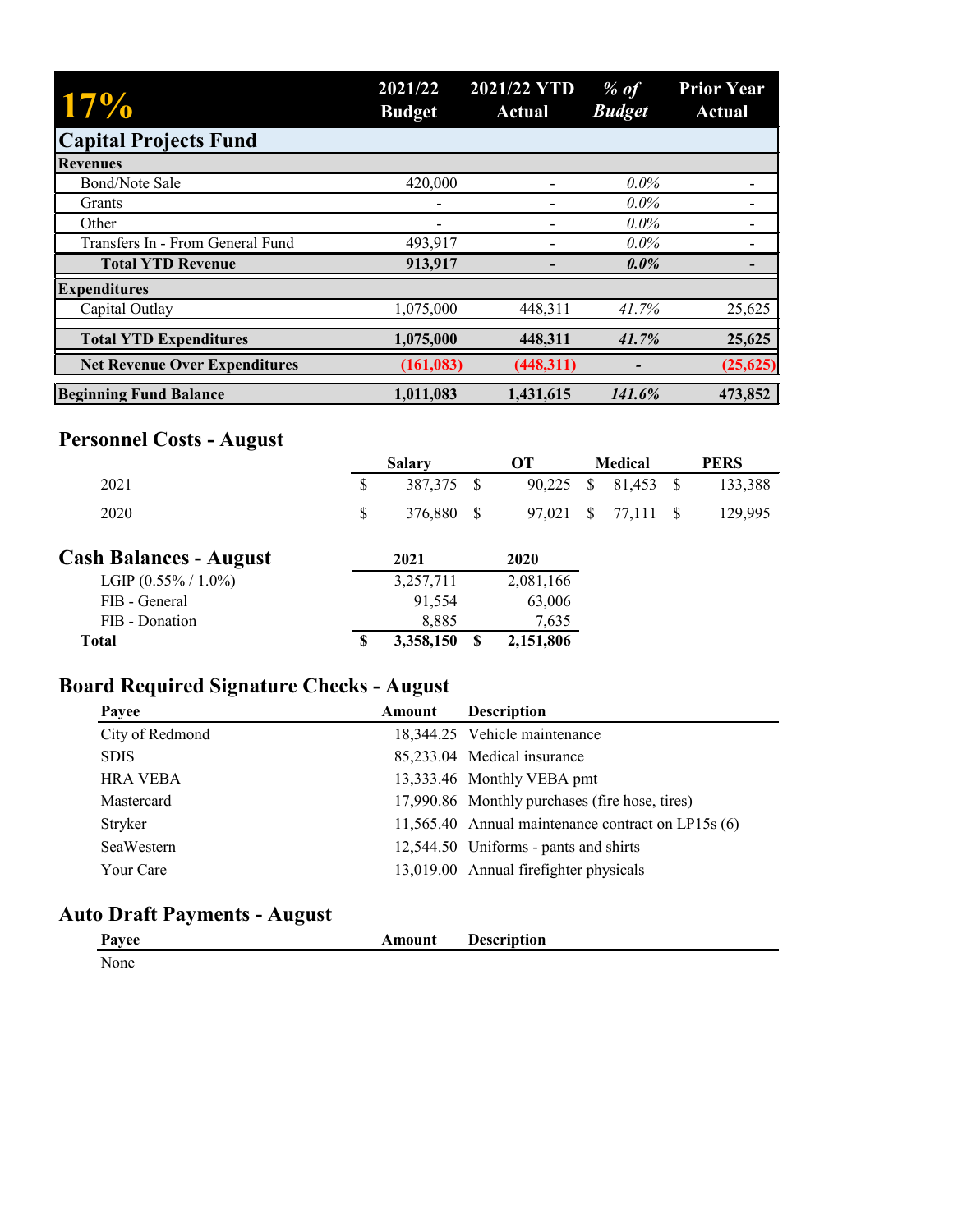| 17% | 2021/22 Budget | 2021/22 YTD Actual | *% of Budget* | Prior Year Actual |
|---|---|---|---|---|
| **Capital Projects Fund** | | | | |
| **Revenues** | | | | |
| Bond/Note Sale | 420,000 | - | *0.0%* | - |
| Grants | - | - | *0.0%* | - |
| Other | - | - | *0.0%* | - |
| Transfers In - From General Fund | 493,917 | - | *0.0%* | - |
| **Total YTD Revenue** | **913,917** | **-** | ***0.0%*** | **-** |
| **Expenditures** | | | | |
| Capital Outlay | 1,075,000 | 448,311 | *41.7%* | 25,625 |
| **Total YTD Expenditures** | **1,075,000** | **448,311** | ***41.7%*** | **25,625** |
| **Net Revenue Over Expenditures** | **(161,083)** | **(448,311)** | **-** | **(25,625)** |
| **Beginning Fund Balance** | **1,011,083** | **1,431,615** | ***141.6%*** | **473,852** |

## Personnel Costs - August

| | Salary | OT | Medical | PERS |
|---|---|---|---|---|
| 2021 | $ 387,375 | $ 90,225 | $ 81,453 | $ 133,388 |
| 2020 | $ 376,880 | $ 97,021 | $ 77,111 | $ 129,995 |

## Cash Balances - August

| | 2021 | 2020 |
|---|---|---|
| LGIP (0.55% / 1.0%) | 3,257,711 | 2,081,166 |
| FIB - General | 91,554 | 63,006 |
| FIB - Donation | 8,885 | 7,635 |
| **Total** | **$ 3,358,150** | **$ 2,151,806** |

## Board Required Signature Checks - August

| Payee | Amount | Description |
|---|---|---|
| City of Redmond | 18,344.25 | Vehicle maintenance |
| SDIS | 85,233.04 | Medical insurance |
| HRA VEBA | 13,333.46 | Monthly VEBA pmt |
| Mastercard | 17,990.86 | Monthly purchases (fire hose, tires) |
| Stryker | 11,565.40 | Annual maintenance contract on LP15s (6) |
| SeaWestern | 12,544.50 | Uniforms - pants and shirts |
| Your Care | 13,019.00 | Annual firefighter physicals |

## Auto Draft Payments - August

| Payee | Amount | Description |
|---|---|---|
| None | | |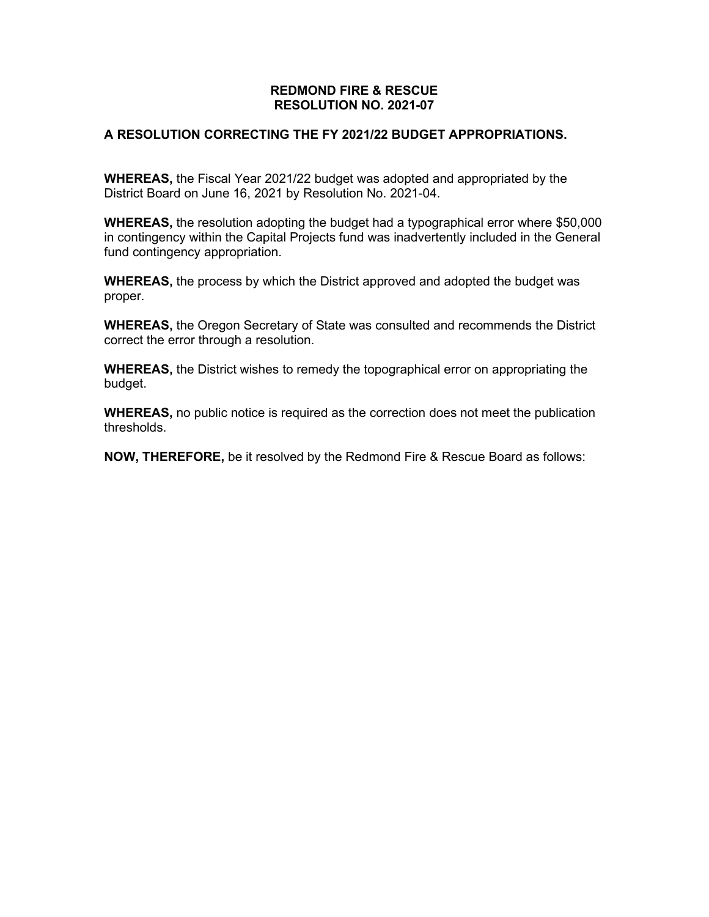**REDMOND FIRE & RESCUE**
**RESOLUTION NO. 2021-07**

**A RESOLUTION CORRECTING THE FY 2021/22 BUDGET APPROPRIATIONS.**

**WHEREAS,** the Fiscal Year 2021/22 budget was adopted and appropriated by the District Board on June 16, 2021 by Resolution No. 2021-04.

**WHEREAS,** the resolution adopting the budget had a typographical error where $50,000 in contingency within the Capital Projects fund was inadvertently included in the General fund contingency appropriation.

**WHEREAS,** the process by which the District approved and adopted the budget was proper.

**WHEREAS,** the Oregon Secretary of State was consulted and recommends the District correct the error through a resolution.

**WHEREAS,** the District wishes to remedy the topographical error on appropriating the budget.

**WHEREAS,** no public notice is required as the correction does not meet the publication thresholds.

**NOW, THEREFORE,** be it resolved by the Redmond Fire & Rescue Board as follows: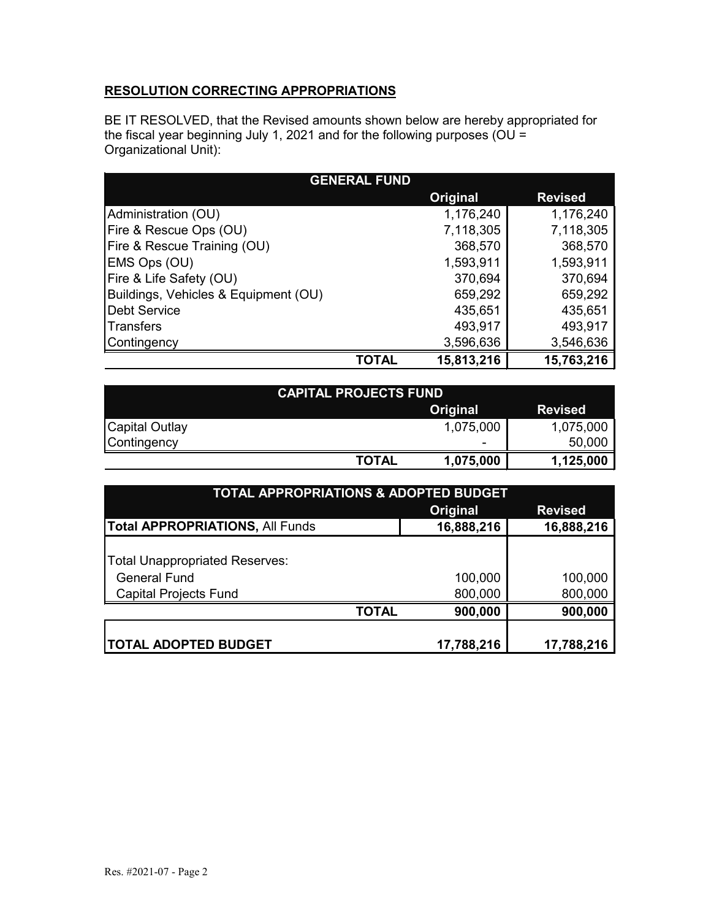**RESOLUTION CORRECTING APPROPRIATIONS**

BE IT RESOLVED, that the Revised amounts shown below are hereby appropriated for the fiscal year beginning July 1, 2021 and for the following purposes (OU = Organizational Unit):

| GENERAL FUND | Original | Revised |
|---|---|---|
| Administration (OU) | 1,176,240 | 1,176,240 |
| Fire & Rescue Ops (OU) | 7,118,305 | 7,118,305 |
| Fire & Rescue Training (OU) | 368,570 | 368,570 |
| EMS Ops (OU) | 1,593,911 | 1,593,911 |
| Fire & Life Safety (OU) | 370,694 | 370,694 |
| Buildings, Vehicles & Equipment (OU) | 659,292 | 659,292 |
| Debt Service | 435,651 | 435,651 |
| Transfers | 493,917 | 493,917 |
| Contingency | 3,596,636 | 3,546,636 |
| **TOTAL** | **15,813,216** | **15,763,216** |

| CAPITAL PROJECTS FUND | Original | Revised |
|---|---|---|
| Capital Outlay | 1,075,000 | 1,075,000 |
| Contingency | - | 50,000 |
| **TOTAL** | **1,075,000** | **1,125,000** |

| TOTAL APPROPRIATIONS & ADOPTED BUDGET | Original | Revised |
|---|---|---|
| **Total APPROPRIATIONS,** All Funds | **16,888,216** | **16,888,216** |
| Total Unappropriated Reserves: | | |
| General Fund | 100,000 | 100,000 |
| Capital Projects Fund | 800,000 | 800,000 |
| **TOTAL** | **900,000** | **900,000** |
| **TOTAL ADOPTED BUDGET** | **17,788,216** | **17,788,216** |

Res. #2021-07 - Page 2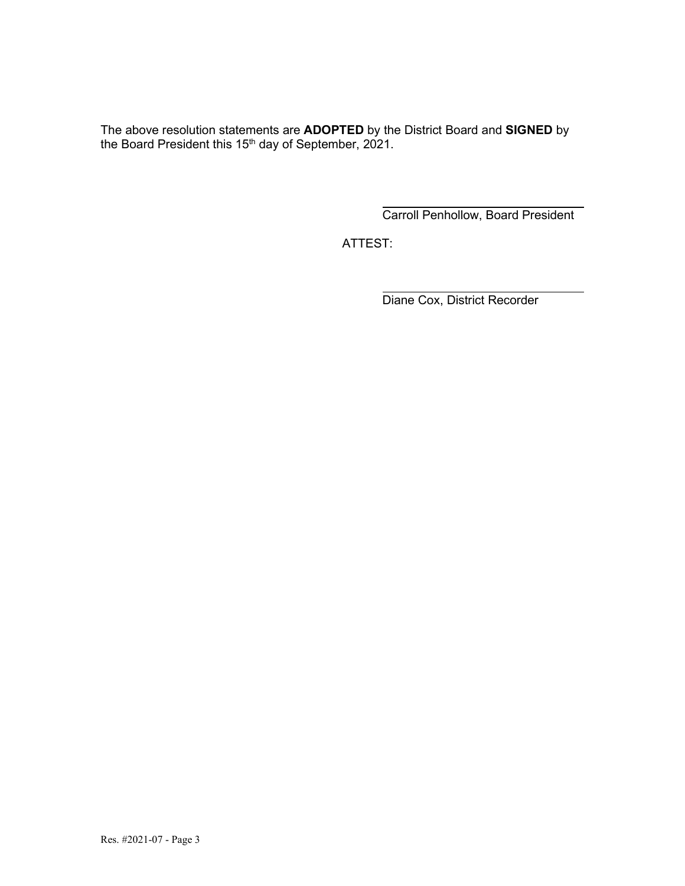The above resolution statements are **ADOPTED** by the District Board and **SIGNED** by the Board President this 15th day of September, 2021.

\_\_\_\_\_\_\_\_\_\_\_\_\_\_\_\_\_\_\_\_\_\_\_\_\_\_\_\_\_\_

Carroll Penhollow, Board President

ATTEST:

\_\_\_\_\_\_\_\_\_\_\_\_\_\_\_\_\_\_\_\_\_\_\_\_\_\_\_\_\_\_

Diane Cox, District Recorder

Res. #2021-07 - Page 3